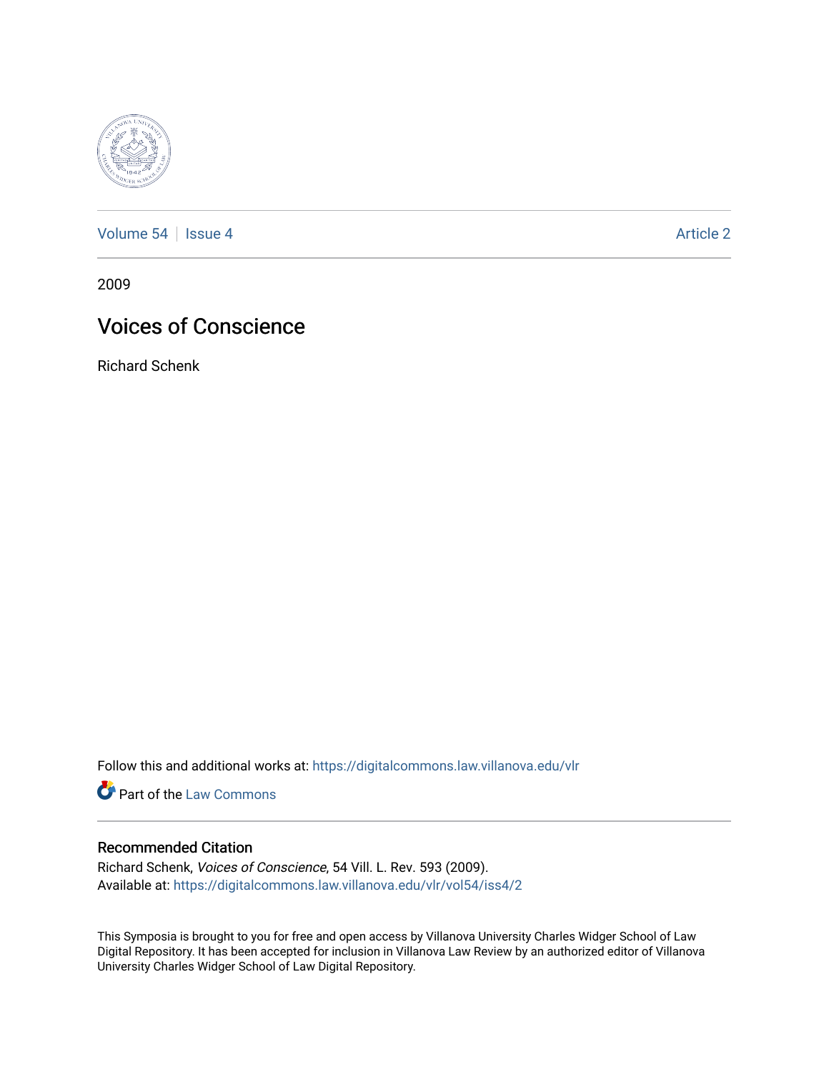Volume 54 | Issue 4 | Article 2

2009

# Voices of Conscience

Richard Schenk

Follow this and additional works at: https://digitalcommons.law.villanova.edu/vlr

Part of the Law Commons

## Recommended Citation

Richard Schenk, *Voices of Conscience*, 54 Vill. L. Rev. 593 (2009).
Available at: https://digitalcommons.law.villanova.edu/vlr/vol54/iss4/2

This Symposia is brought to you for free and open access by Villanova University Charles Widger School of Law Digital Repository. It has been accepted for inclusion in Villanova Law Review by an authorized editor of Villanova University Charles Widger School of Law Digital Repository.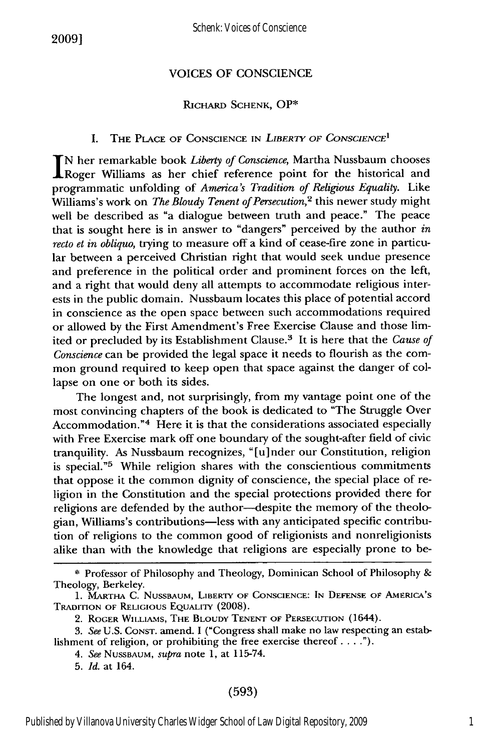# VOICES OF CONSCIENCE

RICHARD SCHENK, OP*

## I. THE PLACE OF CONSCIENCE IN *LIBERTY OF CONSCIENCE*[1]

IN her remarkable book *Liberty of Conscience*, Martha Nussbaum chooses Roger Williams as her chief reference point for the historical and programmatic unfolding of *America's Tradition of Religious Equality*. Like Williams's work on *The Bloudy Tenent of Persecution*,[2] this newer study might well be described as "a dialogue between truth and peace." The peace that is sought here is in answer to "dangers" perceived by the author *in recto et in obliquo*, trying to measure off a kind of cease-fire zone in particular between a perceived Christian right that would seek undue presence and preference in the political order and prominent forces on the left, and a right that would deny all attempts to accommodate religious interests in the public domain. Nussbaum locates this place of potential accord in conscience as the open space between such accommodations required or allowed by the First Amendment's Free Exercise Clause and those limited or precluded by its Establishment Clause.[3] It is here that the *Cause of Conscience* can be provided the legal space it needs to flourish as the common ground required to keep open that space against the danger of collapse on one or both its sides.

The longest and, not surprisingly, from my vantage point one of the most convincing chapters of the book is dedicated to "The Struggle Over Accommodation."[4] Here it is that the considerations associated especially with Free Exercise mark off one boundary of the sought-after field of civic tranquility. As Nussbaum recognizes, "[u]nder our Constitution, religion is special."[5] While religion shares with the conscientious commitments that oppose it the common dignity of conscience, the special place of religion in the Constitution and the special protections provided there for religions are defended by the author—despite the memory of the theologian, Williams's contributions—less with any anticipated specific contribution of religions to the common good of religionists and nonreligionists alike than with the knowledge that religions are especially prone to be-

---

\* Professor of Philosophy and Theology, Dominican School of Philosophy & Theology, Berkeley.

1. MARTHA C. NUSSBAUM, LIBERTY OF CONSCIENCE: IN DEFENSE OF AMERICA'S TRADITION OF RELIGIOUS EQUALITY (2008).

2. ROGER WILLIAMS, THE BLOUDY TENENT OF PERSECUTION (1644).

3. *See* U.S. CONST. amend. I ("Congress shall make no law respecting an establishment of religion, or prohibiting the free exercise thereof . . . .").

4. *See* NUSSBAUM, *supra* note 1, at 115-74.

5. *Id.* at 164.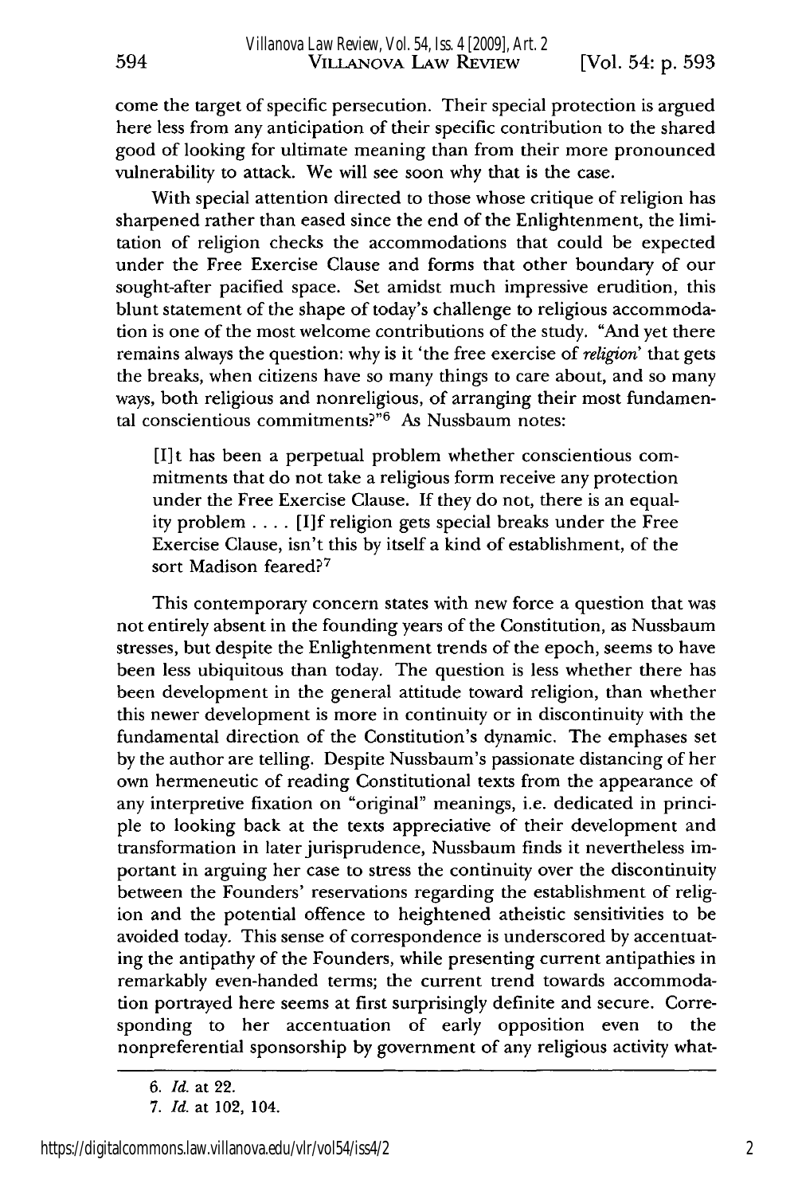come the target of specific persecution. Their special protection is argued here less from any anticipation of their specific contribution to the shared good of looking for ultimate meaning than from their more pronounced vulnerability to attack. We will see soon why that is the case.

With special attention directed to those whose critique of religion has sharpened rather than eased since the end of the Enlightenment, the limitation of religion checks the accommodations that could be expected under the Free Exercise Clause and forms that other boundary of our sought-after pacified space. Set amidst much impressive erudition, this blunt statement of the shape of today's challenge to religious accommodation is one of the most welcome contributions of the study. "And yet there remains always the question: why is it 'the free exercise of *religion*' that gets the breaks, when citizens have so many things to care about, and so many ways, both religious and nonreligious, of arranging their most fundamental conscientious commitments?"[6] As Nussbaum notes:

> [I]t has been a perpetual problem whether conscientious commitments that do not take a religious form receive any protection under the Free Exercise Clause. If they do not, there is an equality problem . . . . [I]f religion gets special breaks under the Free Exercise Clause, isn't this by itself a kind of establishment, of the sort Madison feared?[7]

This contemporary concern states with new force a question that was not entirely absent in the founding years of the Constitution, as Nussbaum stresses, but despite the Enlightenment trends of the epoch, seems to have been less ubiquitous than today. The question is less whether there has been development in the general attitude toward religion, than whether this newer development is more in continuity or in discontinuity with the fundamental direction of the Constitution's dynamic. The emphases set by the author are telling. Despite Nussbaum's passionate distancing of her own hermeneutic of reading Constitutional texts from the appearance of any interpretive fixation on "original" meanings, i.e. dedicated in principle to looking back at the texts appreciative of their development and transformation in later jurisprudence, Nussbaum finds it nevertheless important in arguing her case to stress the continuity over the discontinuity between the Founders' reservations regarding the establishment of religion and the potential offence to heightened atheistic sensitivities to be avoided today. This sense of correspondence is underscored by accentuating the antipathy of the Founders, while presenting current antipathies in remarkably even-handed terms; the current trend towards accommodation portrayed here seems at first surprisingly definite and secure. Corresponding to her accentuation of early opposition even to the nonpreferential sponsorship by government of any religious activity what-

---

6. *Id.* at 22.

7. *Id.* at 102, 104.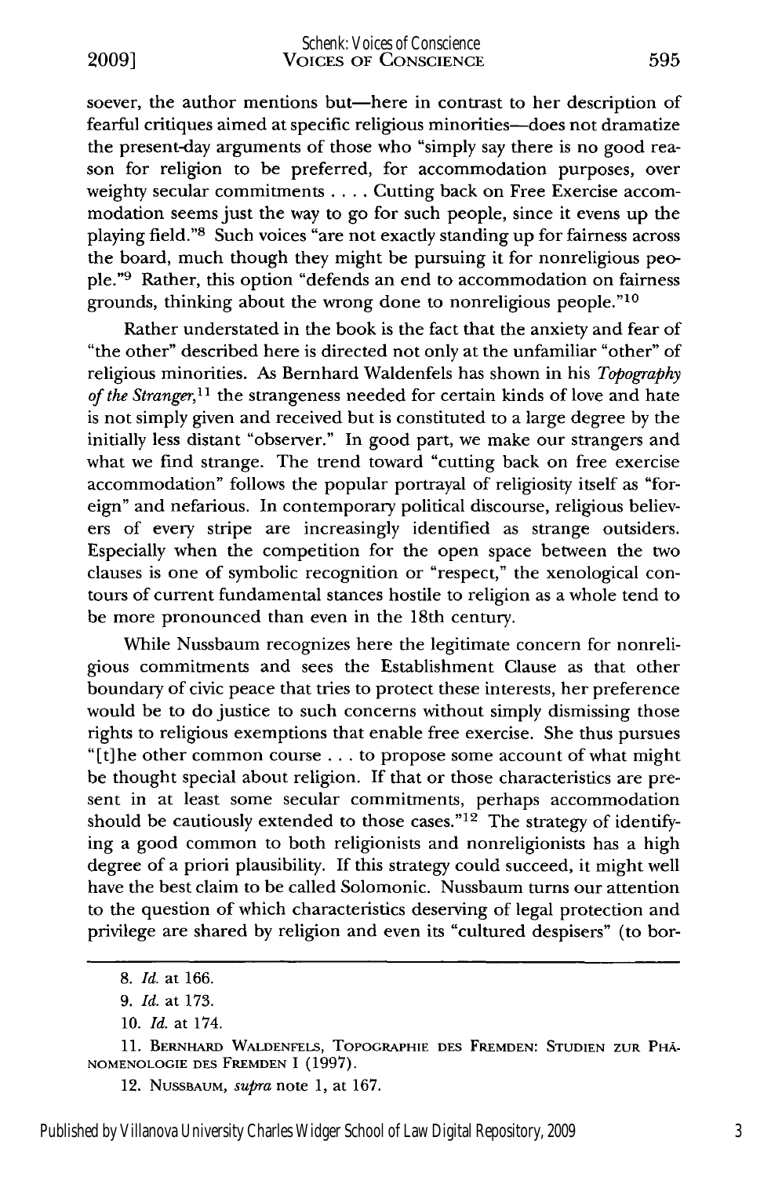soever, the author mentions but—here in contrast to her description of fearful critiques aimed at specific religious minorities—does not dramatize the present-day arguments of those who "simply say there is no good reason for religion to be preferred, for accommodation purposes, over weighty secular commitments . . . . Cutting back on Free Exercise accommodation seems just the way to go for such people, since it evens up the playing field."[8] Such voices "are not exactly standing up for fairness across the board, much though they might be pursuing it for nonreligious people."[9] Rather, this option "defends an end to accommodation on fairness grounds, thinking about the wrong done to nonreligious people."[10]

Rather understated in the book is the fact that the anxiety and fear of "the other" described here is directed not only at the unfamiliar "other" of religious minorities. As Bernhard Waldenfels has shown in his *Topography of the Stranger*,[11] the strangeness needed for certain kinds of love and hate is not simply given and received but is constituted to a large degree by the initially less distant "observer." In good part, we make our strangers and what we find strange. The trend toward "cutting back on free exercise accommodation" follows the popular portrayal of religiosity itself as "foreign" and nefarious. In contemporary political discourse, religious believers of every stripe are increasingly identified as strange outsiders. Especially when the competition for the open space between the two clauses is one of symbolic recognition or "respect," the xenological contours of current fundamental stances hostile to religion as a whole tend to be more pronounced than even in the 18th century.

While Nussbaum recognizes here the legitimate concern for nonreligious commitments and sees the Establishment Clause as that other boundary of civic peace that tries to protect these interests, her preference would be to do justice to such concerns without simply dismissing those rights to religious exemptions that enable free exercise. She thus pursues "[t]he other common course . . . to propose some account of what might be thought special about religion. If that or those characteristics are present in at least some secular commitments, perhaps accommodation should be cautiously extended to those cases."[12] The strategy of identifying a good common to both religionists and nonreligionists has a high degree of a priori plausibility. If this strategy could succeed, it might well have the best claim to be called Solomonic. Nussbaum turns our attention to the question of which characteristics deserving of legal protection and privilege are shared by religion and even its "cultured despisers" (to bor-

---

8. *Id.* at 166.

9. *Id.* at 173.

10. *Id.* at 174.

11. BERNHARD WALDENFELS, TOPOGRAPHIE DES FREMDEN: STUDIEN ZUR PHÄNOMENOLOGIE DES FREMDEN I (1997).

12. NUSSBAUM, *supra* note 1, at 167.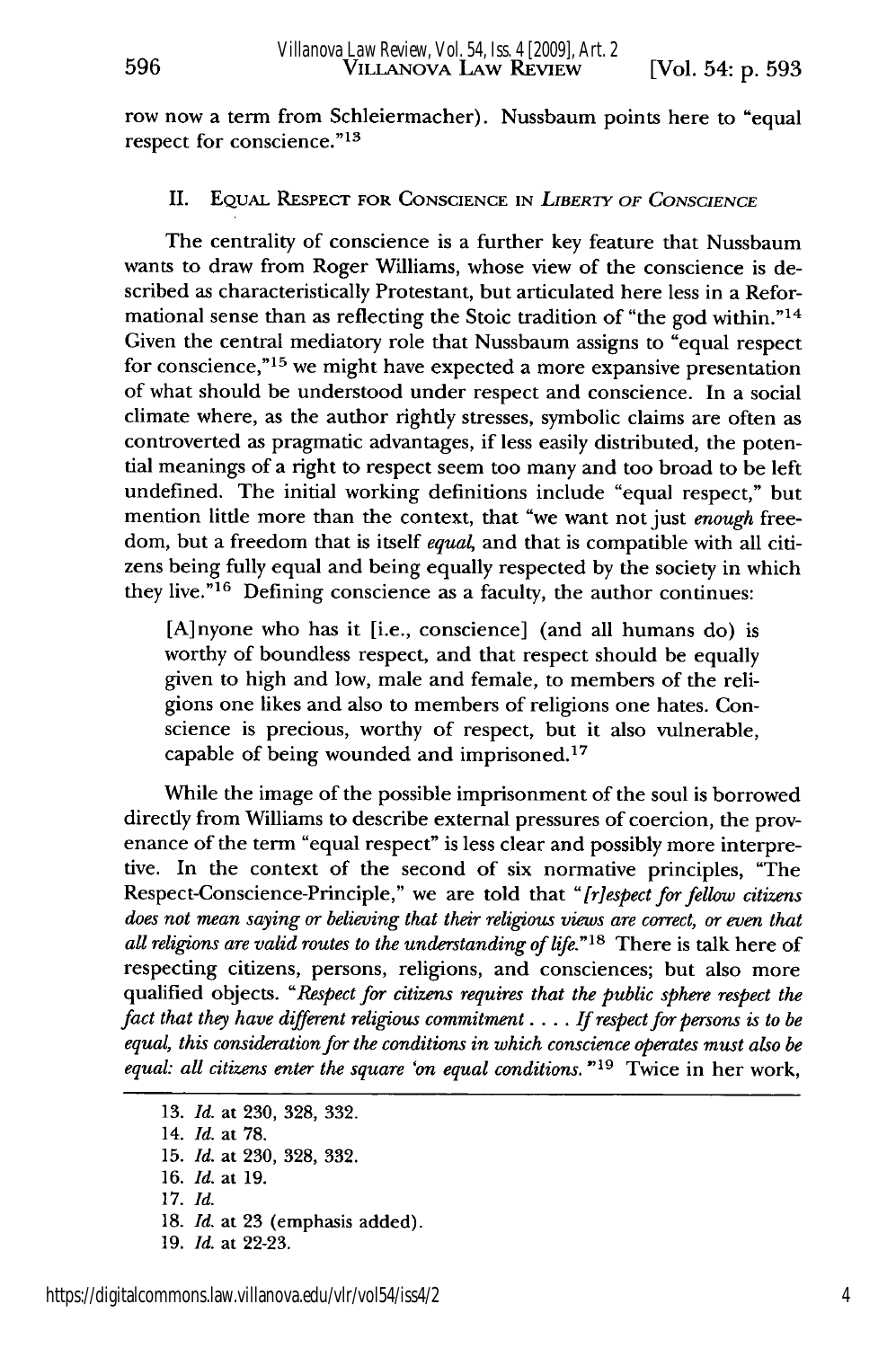row now a term from Schleiermacher). Nussbaum points here to "equal respect for conscience."[13]

## II. Equal Respect for Conscience in *Liberty of Conscience*

The centrality of conscience is a further key feature that Nussbaum wants to draw from Roger Williams, whose view of the conscience is described as characteristically Protestant, but articulated here less in a Reformational sense than as reflecting the Stoic tradition of "the god within."[14] Given the central mediatory role that Nussbaum assigns to "equal respect for conscience,"[15] we might have expected a more expansive presentation of what should be understood under respect and conscience. In a social climate where, as the author rightly stresses, symbolic claims are often as controverted as pragmatic advantages, if less easily distributed, the potential meanings of a right to respect seem too many and too broad to be left undefined. The initial working definitions include "equal respect," but mention little more than the context, that "we want not just *enough* freedom, but a freedom that is itself *equal*, and that is compatible with all citizens being fully equal and being equally respected by the society in which they live."[16] Defining conscience as a faculty, the author continues:

> [A]nyone who has it [i.e., conscience] (and all humans do) is worthy of boundless respect, and that respect should be equally given to high and low, male and female, to members of the religions one likes and also to members of religions one hates. Conscience is precious, worthy of respect, but it also vulnerable, capable of being wounded and imprisoned.[17]

While the image of the possible imprisonment of the soul is borrowed directly from Williams to describe external pressures of coercion, the provenance of the term "equal respect" is less clear and possibly more interpretive. In the context of the second of six normative principles, "The Respect-Conscience-Principle," we are told that "*[r]espect for fellow citizens does not mean saying or believing that their religious views are correct, or even that all religions are valid routes to the understanding of life.*"[18] There is talk here of respecting citizens, persons, religions, and consciences; but also more qualified objects. "*Respect for citizens requires that the public sphere respect the fact that they have different religious commitment . . . . If respect for persons is to be equal, this consideration for the conditions in which conscience operates must also be equal: all citizens enter the square 'on equal conditions.'*"[19] Twice in her work,

---

13. *Id.* at 230, 328, 332.
14. *Id.* at 78.
15. *Id.* at 230, 328, 332.
16. *Id.* at 19.
17. *Id.*
18. *Id.* at 23 (emphasis added).
19. *Id.* at 22-23.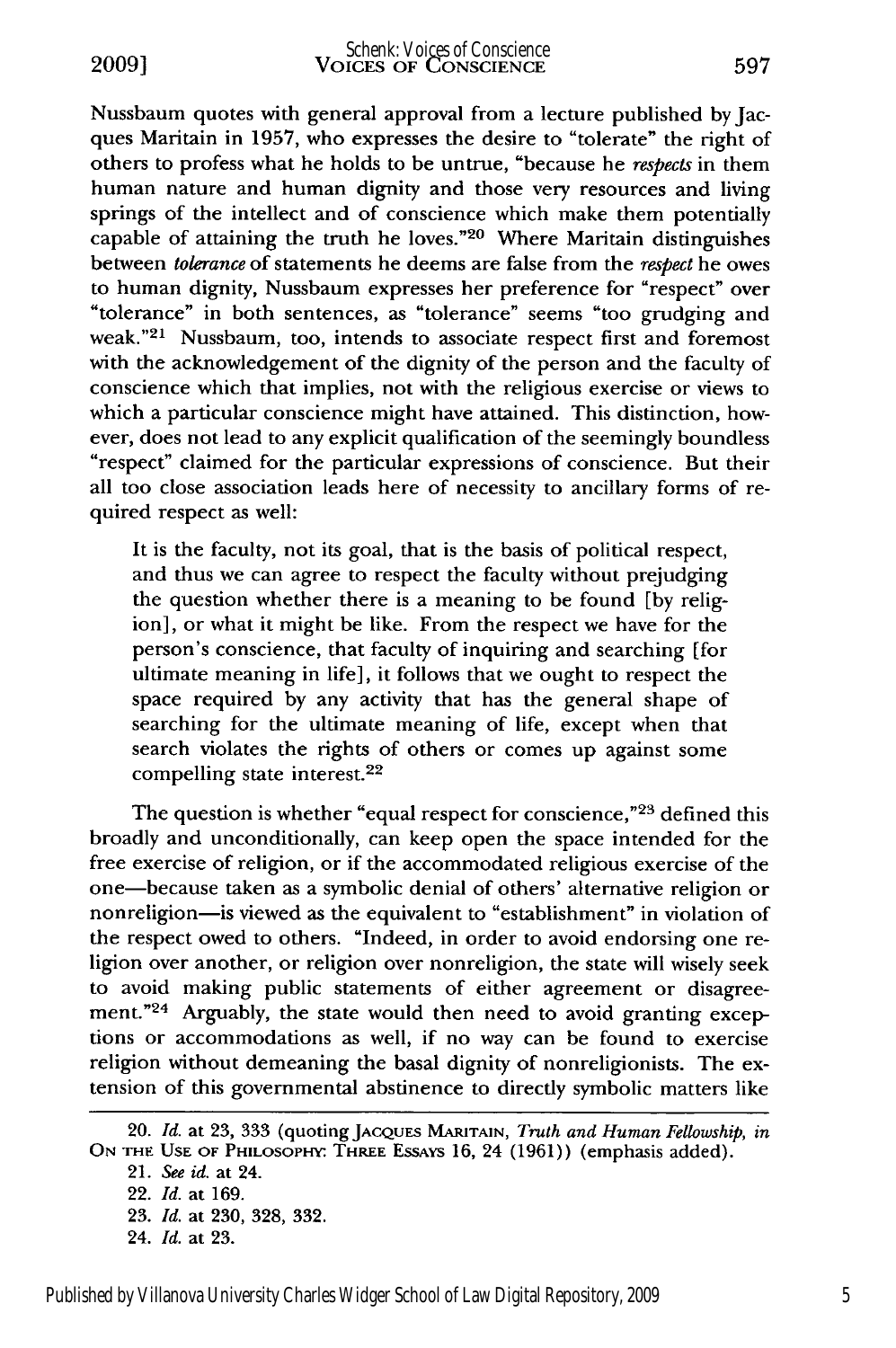Nussbaum quotes with general approval from a lecture published by Jacques Maritain in 1957, who expresses the desire to "tolerate" the right of others to profess what he holds to be untrue, "because he *respects* in them human nature and human dignity and those very resources and living springs of the intellect and of conscience which make them potentially capable of attaining the truth he loves."[20] Where Maritain distinguishes between *tolerance* of statements he deems are false from the *respect* he owes to human dignity, Nussbaum expresses her preference for "respect" over "tolerance" in both sentences, as "tolerance" seems "too grudging and weak."[21] Nussbaum, too, intends to associate respect first and foremost with the acknowledgement of the dignity of the person and the faculty of conscience which that implies, not with the religious exercise or views to which a particular conscience might have attained. This distinction, however, does not lead to any explicit qualification of the seemingly boundless "respect" claimed for the particular expressions of conscience. But their all too close association leads here of necessity to ancillary forms of required respect as well:

> It is the faculty, not its goal, that is the basis of political respect, and thus we can agree to respect the faculty without prejudging the question whether there is a meaning to be found [by religion], or what it might be like. From the respect we have for the person's conscience, that faculty of inquiring and searching [for ultimate meaning in life], it follows that we ought to respect the space required by any activity that has the general shape of searching for the ultimate meaning of life, except when that search violates the rights of others or comes up against some compelling state interest.[22]

The question is whether "equal respect for conscience,"[23] defined this broadly and unconditionally, can keep open the space intended for the free exercise of religion, or if the accommodated religious exercise of the one—because taken as a symbolic denial of others' alternative religion or nonreligion—is viewed as the equivalent to "establishment" in violation of the respect owed to others. "Indeed, in order to avoid endorsing one religion over another, or religion over nonreligion, the state will wisely seek to avoid making public statements of either agreement or disagreement."[24] Arguably, the state would then need to avoid granting exceptions or accommodations as well, if no way can be found to exercise religion without demeaning the basal dignity of nonreligionists. The extension of this governmental abstinence to directly symbolic matters like

---

20. *Id.* at 23, 333 (quoting JACQUES MARITAIN, *Truth and Human Fellowship*, *in* ON THE USE OF PHILOSOPHY: THREE ESSAYS 16, 24 (1961)) (emphasis added).

21. *See id.* at 24.

22. *Id.* at 169.

23. *Id.* at 230, 328, 332.

24. *Id.* at 23.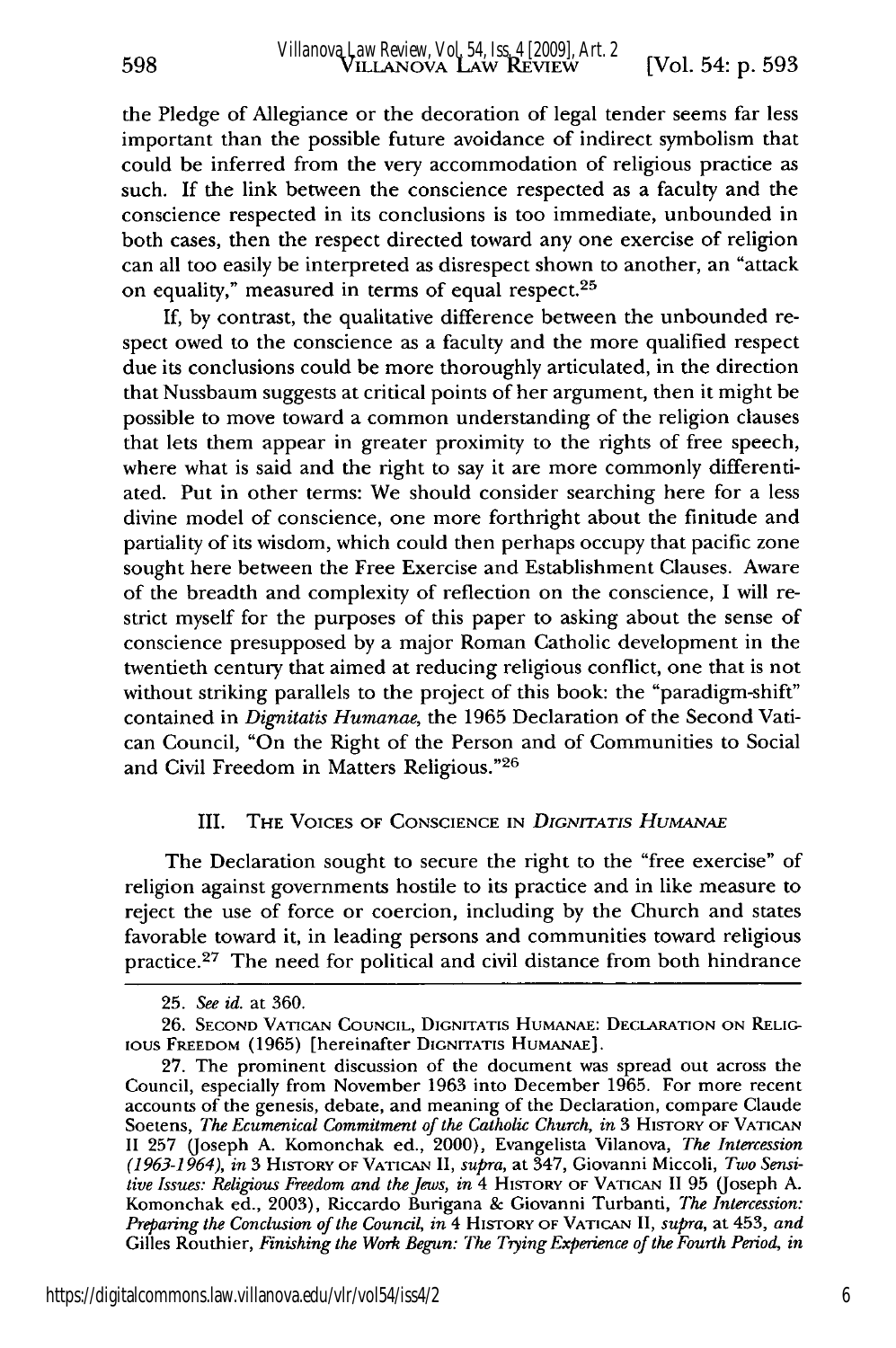the Pledge of Allegiance or the decoration of legal tender seems far less important than the possible future avoidance of indirect symbolism that could be inferred from the very accommodation of religious practice as such. If the link between the conscience respected as a faculty and the conscience respected in its conclusions is too immediate, unbounded in both cases, then the respect directed toward any one exercise of religion can all too easily be interpreted as disrespect shown to another, an "attack on equality," measured in terms of equal respect.[25]

If, by contrast, the qualitative difference between the unbounded respect owed to the conscience as a faculty and the more qualified respect due its conclusions could be more thoroughly articulated, in the direction that Nussbaum suggests at critical points of her argument, then it might be possible to move toward a common understanding of the religion clauses that lets them appear in greater proximity to the rights of free speech, where what is said and the right to say it are more commonly differentiated. Put in other terms: We should consider searching here for a less divine model of conscience, one more forthright about the finitude and partiality of its wisdom, which could then perhaps occupy that pacific zone sought here between the Free Exercise and Establishment Clauses. Aware of the breadth and complexity of reflection on the conscience, I will restrict myself for the purposes of this paper to asking about the sense of conscience presupposed by a major Roman Catholic development in the twentieth century that aimed at reducing religious conflict, one that is not without striking parallels to the project of this book: the "paradigm-shift" contained in *Dignitatis Humanae*, the 1965 Declaration of the Second Vatican Council, "On the Right of the Person and of Communities to Social and Civil Freedom in Matters Religious."[26]

## III. The Voices of Conscience in *Dignitatis Humanae*

The Declaration sought to secure the right to the "free exercise" of religion against governments hostile to its practice and in like measure to reject the use of force or coercion, including by the Church and states favorable toward it, in leading persons and communities toward religious practice.[27] The need for political and civil distance from both hindrance

---

25. *See id.* at 360.

26. Second Vatican Council, Dignitatis Humanae: Declaration on Religious Freedom (1965) [hereinafter Dignitatis Humanae].

27. The prominent discussion of the document was spread out across the Council, especially from November 1963 into December 1965. For more recent accounts of the genesis, debate, and meaning of the Declaration, compare Claude Soetens, *The Ecumenical Commitment of the Catholic Church*, *in* 3 History of Vatican II 257 (Joseph A. Komonchak ed., 2000), Evangelista Vilanova, *The Intercession (1963-1964)*, *in* 3 History of Vatican II, *supra*, at 347, Giovanni Miccoli, *Two Sensitive Issues: Religious Freedom and the Jews*, *in* 4 History of Vatican II 95 (Joseph A. Komonchak ed., 2003), Riccardo Burigana & Giovanni Turbanti, *The Intercession: Preparing the Conclusion of the Council*, *in* 4 History of Vatican II, *supra*, at 453, *and* Gilles Routhier, *Finishing the Work Begun: The Trying Experience of the Fourth Period*, *in*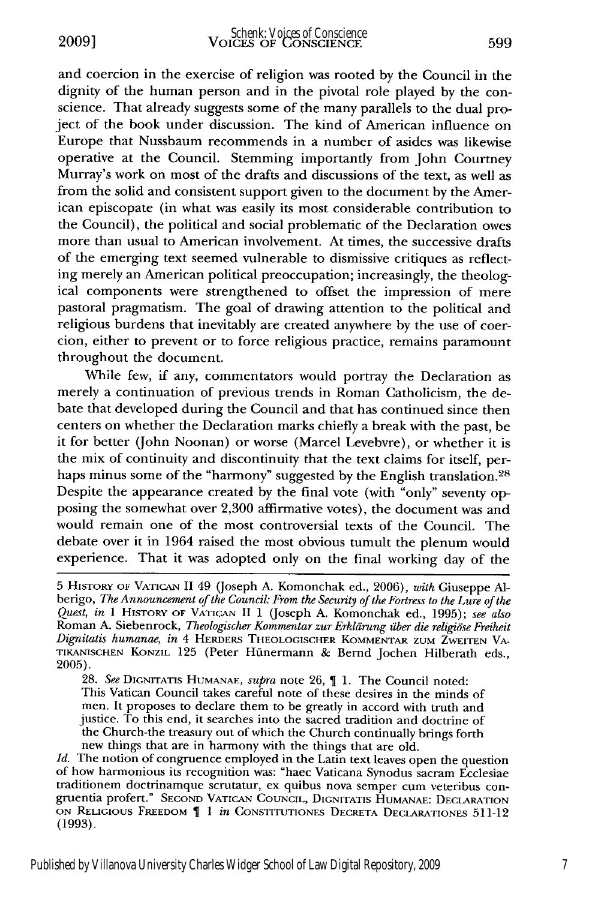and coercion in the exercise of religion was rooted by the Council in the dignity of the human person and in the pivotal role played by the conscience. That already suggests some of the many parallels to the dual project of the book under discussion. The kind of American influence on Europe that Nussbaum recommends in a number of asides was likewise operative at the Council. Stemming importantly from John Courtney Murray's work on most of the drafts and discussions of the text, as well as from the solid and consistent support given to the document by the American episcopate (in what was easily its most considerable contribution to the Council), the political and social problematic of the Declaration owes more than usual to American involvement. At times, the successive drafts of the emerging text seemed vulnerable to dismissive critiques as reflecting merely an American political preoccupation; increasingly, the theological components were strengthened to offset the impression of mere pastoral pragmatism. The goal of drawing attention to the political and religious burdens that inevitably are created anywhere by the use of coercion, either to prevent or to force religious practice, remains paramount throughout the document.

While few, if any, commentators would portray the Declaration as merely a continuation of previous trends in Roman Catholicism, the debate that developed during the Council and that has continued since then centers on whether the Declaration marks chiefly a break with the past, be it for better (John Noonan) or worse (Marcel Levebvre), or whether it is the mix of continuity and discontinuity that the text claims for itself, perhaps minus some of the "harmony" suggested by the English translation.[28] Despite the appearance created by the final vote (with "only" seventy opposing the somewhat over 2,300 affirmative votes), the document was and would remain one of the most controversial texts of the Council. The debate over it in 1964 raised the most obvious tumult the plenum would experience. That it was adopted only on the final working day of the

---

5 HISTORY OF VATICAN II 49 (Joseph A. Komonchak ed., 2006), *with* Giuseppe Alberigo, *The Announcement of the Council: From the Security of the Fortress to the Lure of the Quest*, *in* 1 HISTORY OF VATICAN II 1 (Joseph A. Komonchak ed., 1995); *see also* Roman A. Siebenrock, *Theologischer Kommentar zur Erklärung über die religiöse Freiheit Dignitatis humanae*, *in* 4 HERDERS THEOLOGISCHER KOMMENTAR ZUM ZWEITEN VATIKANISCHEN KONZIL 125 (Peter Hünermann & Bernd Jochen Hilberath eds., 2005).

28. *See* DIGNITATIS HUMANAE, *supra* note 26, ¶ 1. The Council noted:

> This Vatican Council takes careful note of these desires in the minds of men. It proposes to declare them to be greatly in accord with truth and justice. To this end, it searches into the sacred tradition and doctrine of the Church-the treasury out of which the Church continually brings forth new things that are in harmony with the things that are old.

*Id.* The notion of congruence employed in the Latin text leaves open the question of how harmonious its recognition was: "haec Vaticana Synodus sacram Ecclesiae traditionem doctrinamque scrutatur, ex quibus nova semper cum veteribus congruentia profert." SECOND VATICAN COUNCIL, DIGNITATIS HUMANAE: DECLARATION ON RELIGIOUS FREEDOM ¶ 1 *in* CONSTITUTIONES DECRETA DECLARATIONES 511-12 (1993).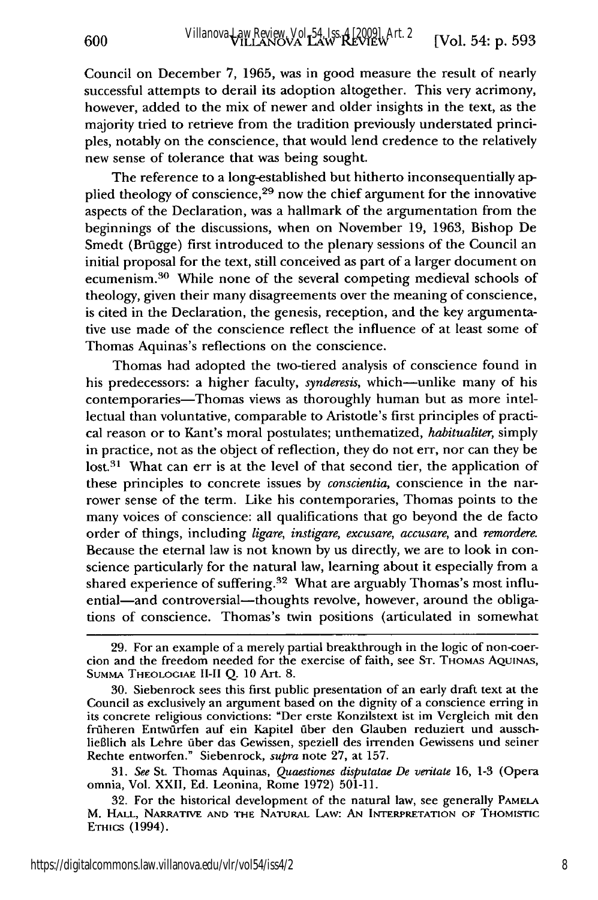Council on December 7, 1965, was in good measure the result of nearly successful attempts to derail its adoption altogether. This very acrimony, however, added to the mix of newer and older insights in the text, as the majority tried to retrieve from the tradition previously understated principles, notably on the conscience, that would lend credence to the relatively new sense of tolerance that was being sought.

The reference to a long-established but hitherto inconsequentially applied theology of conscience,[29] now the chief argument for the innovative aspects of the Declaration, was a hallmark of the argumentation from the beginnings of the discussions, when on November 19, 1963, Bishop De Smedt (Brügge) first introduced to the plenary sessions of the Council an initial proposal for the text, still conceived as part of a larger document on ecumenism.[30] While none of the several competing medieval schools of theology, given their many disagreements over the meaning of conscience, is cited in the Declaration, the genesis, reception, and the key argumentative use made of the conscience reflect the influence of at least some of Thomas Aquinas's reflections on the conscience.

Thomas had adopted the two-tiered analysis of conscience found in his predecessors: a higher faculty, *synderesis*, which—unlike many of his contemporaries—Thomas views as thoroughly human but as more intellectual than voluntative, comparable to Aristotle's first principles of practical reason or to Kant's moral postulates; unthematized, *habitualiter*, simply in practice, not as the object of reflection, they do not err, nor can they be lost.[31] What can err is at the level of that second tier, the application of these principles to concrete issues by *conscientia*, conscience in the narrower sense of the term. Like his contemporaries, Thomas points to the many voices of conscience: all qualifications that go beyond the de facto order of things, including *ligare*, *instigare*, *excusare*, *accusare*, and *remordere*. Because the eternal law is not known by us directly, we are to look in conscience particularly for the natural law, learning about it especially from a shared experience of suffering.[32] What are arguably Thomas's most influential—and controversial—thoughts revolve, however, around the obligations of conscience. Thomas's twin positions (articulated in somewhat

---

29. For an example of a merely partial breakthrough in the logic of non-coercion and the freedom needed for the exercise of faith, see St. Thomas Aquinas, Summa Theologiae II-II Q. 10 Art. 8.

30. Siebenrock sees this first public presentation of an early draft text at the Council as exclusively an argument based on the dignity of a conscience erring in its concrete religious convictions: "Der erste Konzilstext ist im Vergleich mit den früheren Entwürfen auf ein Kapitel über den Glauben reduziert und ausschließlich als Lehre über das Gewissen, speziell des irrenden Gewissens und seiner Rechte entworfen." Siebenrock, *supra* note 27, at 157.

31. *See* St. Thomas Aquinas, *Quaestiones disputatae De veritate* 16, 1-3 (Opera omnia, Vol. XXII, Ed. Leonina, Rome 1972) 501-11.

32. For the historical development of the natural law, see generally Pamela M. Hall, Narrative and the Natural Law: An Interpretation of Thomistic Ethics (1994).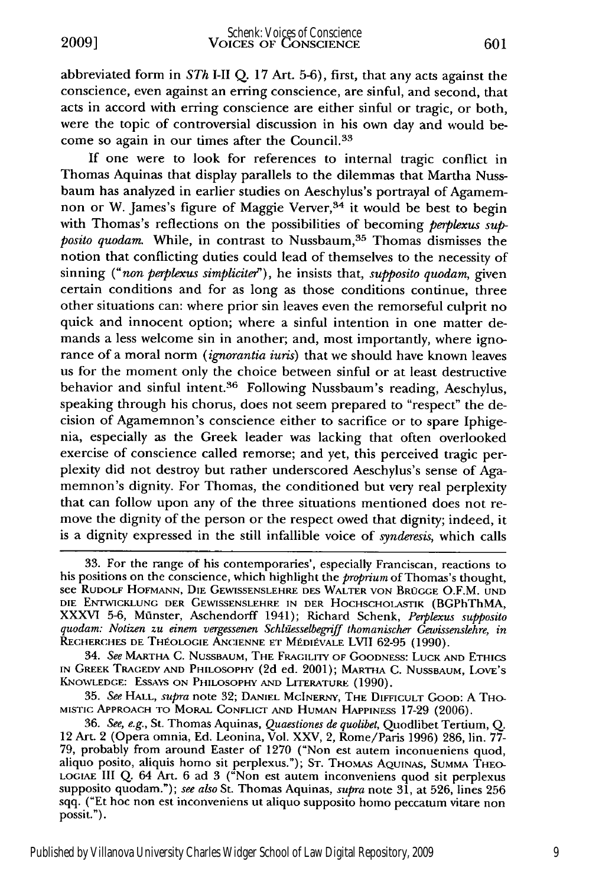abbreviated form in *STh* I-II Q. 17 Art. 5-6), first, that any acts against the conscience, even against an erring conscience, are sinful, and second, that acts in accord with erring conscience are either sinful or tragic, or both, were the topic of controversial discussion in his own day and would become so again in our times after the Council.[33]

If one were to look for references to internal tragic conflict in Thomas Aquinas that display parallels to the dilemmas that Martha Nussbaum has analyzed in earlier studies on Aeschylus's portrayal of Agamemnon or W. James's figure of Maggie Verver,[34] it would be best to begin with Thomas's reflections on the possibilities of becoming *perplexus supposito quodam.* While, in contrast to Nussbaum,[35] Thomas dismisses the notion that conflicting duties could lead of themselves to the necessity of sinning ("*non perplexus simpliciter*"), he insists that, *supposito quodam,* given certain conditions and for as long as those conditions continue, three other situations can: where prior sin leaves even the remorseful culprit no quick and innocent option; where a sinful intention in one matter demands a less welcome sin in another; and, most importantly, where ignorance of a moral norm (*ignorantia iuris*) that we should have known leaves us for the moment only the choice between sinful or at least destructive behavior and sinful intent.[36] Following Nussbaum's reading, Aeschylus, speaking through his chorus, does not seem prepared to "respect" the decision of Agamemnon's conscience either to sacrifice or to spare Iphigenia, especially as the Greek leader was lacking that often overlooked exercise of conscience called remorse; and yet, this perceived tragic perplexity did not destroy but rather underscored Aeschylus's sense of Agamemnon's dignity. For Thomas, the conditioned but very real perplexity that can follow upon any of the three situations mentioned does not remove the dignity of the person or the respect owed that dignity; indeed, it is a dignity expressed in the still infallible voice of *synderesis,* which calls

---

33. For the range of his contemporaries', especially Franciscan, reactions to his positions on the conscience, which highlight the *proprium* of Thomas's thought, see RUDOLF HOFMANN, DIE GEWISSENSLEHRE DES WALTER VON BRÜGGE O.F.M. UND DIE ENTWICKLUNG DER GEWISSENSLEHRE IN DER HOCHSCHOLASTIK (BGPhThMA, XXXVI 5-6, Münster, Aschendorff 1941); Richard Schenk, *Perplexus supposito quodam: Notizen zu einem vergessenen Schlüesselbegriff thomanischer Gewissenslehre, in* RECHERCHES DE THÉOLOGIE ANCIENNE ET MÉDIÉVALE LVII 62-95 (1990).

34. *See* MARTHA C. NUSSBAUM, THE FRAGILITY OF GOODNESS: LUCK AND ETHICS IN GREEK TRAGEDY AND PHILOSOPHY (2d ed. 2001); MARTHA C. NUSSBAUM, LOVE'S KNOWLEDGE: ESSAYS ON PHILOSOPHY AND LITERATURE (1990).

35. *See* HALL, *supra* note 32; DANIEL MCINERNY, THE DIFFICULT GOOD: A THOMISTIC APPROACH TO MORAL CONFLICT AND HUMAN HAPPINESS 17-29 (2006).

36. *See, e.g.*, St. Thomas Aquinas, *Quaestiones de quolibet*, Quodlibet Tertium, Q. 12 Art. 2 (Opera omnia, Ed. Leonina, Vol. XXV, 2, Rome/Paris 1996) 286, lin. 77-79, probably from around Easter of 1270 ("Non est autem inconueniens quod, aliquo posito, aliquis homo sit perplexus."); ST. THOMAS AQUINAS, SUMMA THEOLOGIAE III Q. 64 Art. 6 ad 3 ("Non est autem inconveniens quod sit perplexus supposito quodam."); *see also* St. Thomas Aquinas, *supra* note 31, at 526, lines 256 sqq. ("Et hoc non est inconveniens ut aliquo supposito homo peccatum vitare non possit.").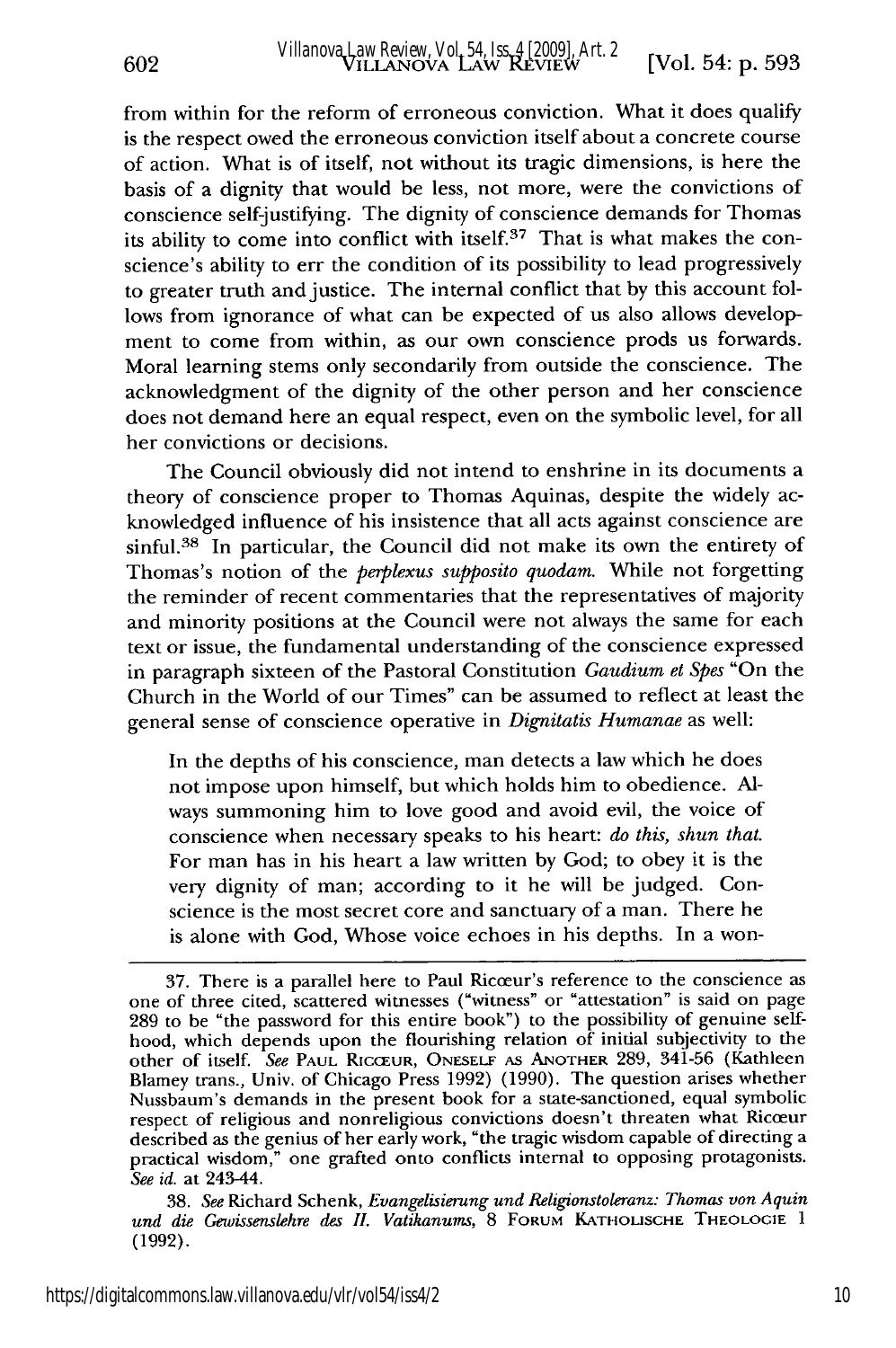from within for the reform of erroneous conviction. What it does qualify is the respect owed the erroneous conviction itself about a concrete course of action. What is of itself, not without its tragic dimensions, is here the basis of a dignity that would be less, not more, were the convictions of conscience self-justifying. The dignity of conscience demands for Thomas its ability to come into conflict with itself.[37] That is what makes the conscience's ability to err the condition of its possibility to lead progressively to greater truth and justice. The internal conflict that by this account follows from ignorance of what can be expected of us also allows development to come from within, as our own conscience prods us forwards. Moral learning stems only secondarily from outside the conscience. The acknowledgment of the dignity of the other person and her conscience does not demand here an equal respect, even on the symbolic level, for all her convictions or decisions.

The Council obviously did not intend to enshrine in its documents a theory of conscience proper to Thomas Aquinas, despite the widely acknowledged influence of his insistence that all acts against conscience are sinful.[38] In particular, the Council did not make its own the entirety of Thomas's notion of the *perplexus supposito quodam.* While not forgetting the reminder of recent commentaries that the representatives of majority and minority positions at the Council were not always the same for each text or issue, the fundamental understanding of the conscience expressed in paragraph sixteen of the Pastoral Constitution *Gaudium et Spes* "On the Church in the World of our Times" can be assumed to reflect at least the general sense of conscience operative in *Dignitatis Humanae* as well:

> In the depths of his conscience, man detects a law which he does not impose upon himself, but which holds him to obedience. Always summoning him to love good and avoid evil, the voice of conscience when necessary speaks to his heart: *do this, shun that.* For man has in his heart a law written by God; to obey it is the very dignity of man; according to it he will be judged. Conscience is the most secret core and sanctuary of a man. There he is alone with God, Whose voice echoes in his depths. In a won-

---

37. There is a parallel here to Paul Ricœur's reference to the conscience as one of three cited, scattered witnesses ("witness" or "attestation" is said on page 289 to be "the password for this entire book") to the possibility of genuine selfhood, which depends upon the flourishing relation of initial subjectivity to the other of itself. *See* PAUL RICŒUR, ONESELF AS ANOTHER 289, 341-56 (Kathleen Blamey trans., Univ. of Chicago Press 1992) (1990). The question arises whether Nussbaum's demands in the present book for a state-sanctioned, equal symbolic respect of religious and nonreligious convictions doesn't threaten what Ricœur described as the genius of her early work, "the tragic wisdom capable of directing a practical wisdom," one grafted onto conflicts internal to opposing protagonists. *See id.* at 243-44.

38. *See* Richard Schenk, *Evangelisierung und Religionstoleranz: Thomas von Aquin und die Gewissenslehre des II. Vatikanums,* 8 FORUM KATHOLISCHE THEOLOGIE 1 (1992).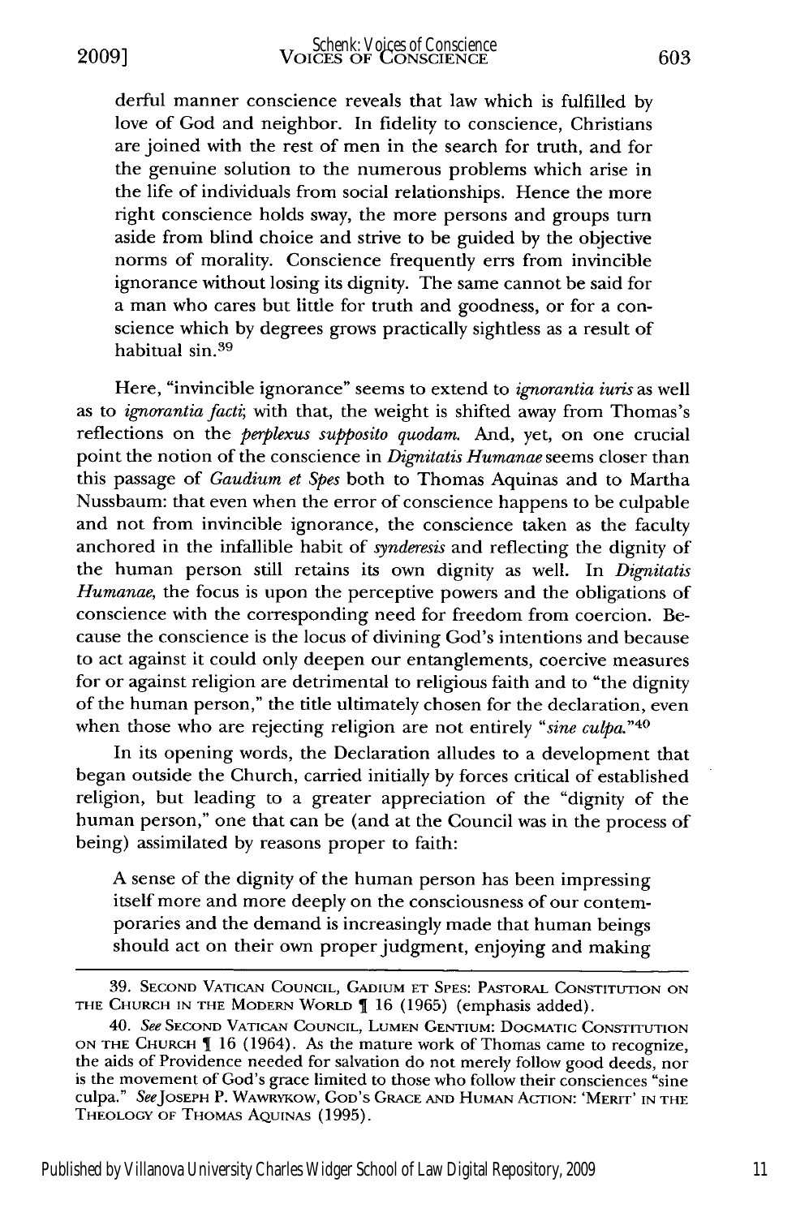derful manner conscience reveals that law which is fulfilled by love of God and neighbor. In fidelity to conscience, Christians are joined with the rest of men in the search for truth, and for the genuine solution to the numerous problems which arise in the life of individuals from social relationships. Hence the more right conscience holds sway, the more persons and groups turn aside from blind choice and strive to be guided by the objective norms of morality. Conscience frequently errs from invincible ignorance without losing its dignity. The same cannot be said for a man who cares but little for truth and goodness, or for a conscience which by degrees grows practically sightless as a result of habitual sin.[39]

Here, "invincible ignorance" seems to extend to *ignorantia iuris* as well as to *ignorantia facti*; with that, the weight is shifted away from Thomas's reflections on the *perplexus supposito quodam*. And, yet, on one crucial point the notion of the conscience in *Dignitatis Humanae* seems closer than this passage of *Gaudium et Spes* both to Thomas Aquinas and to Martha Nussbaum: that even when the error of conscience happens to be culpable and not from invincible ignorance, the conscience taken as the faculty anchored in the infallible habit of *synderesis* and reflecting the dignity of the human person still retains its own dignity as well. In *Dignitatis Humanae*, the focus is upon the perceptive powers and the obligations of conscience with the corresponding need for freedom from coercion. Because the conscience is the locus of divining God's intentions and because to act against it could only deepen our entanglements, coercive measures for or against religion are detrimental to religious faith and to "the dignity of the human person," the title ultimately chosen for the declaration, even when those who are rejecting religion are not entirely "*sine culpa*."[40]

In its opening words, the Declaration alludes to a development that began outside the Church, carried initially by forces critical of established religion, but leading to a greater appreciation of the "dignity of the human person," one that can be (and at the Council was in the process of being) assimilated by reasons proper to faith:

A sense of the dignity of the human person has been impressing itself more and more deeply on the consciousness of our contemporaries and the demand is increasingly made that human beings should act on their own proper judgment, enjoying and making

---

39. Second Vatican Council, Gadium et Spes: Pastoral Constitution on the Church in the Modern World ¶ 16 (1965) (emphasis added).

40. *See* Second Vatican Council, Lumen Gentium: Dogmatic Constitution on the Church ¶ 16 (1964). As the mature work of Thomas came to recognize, the aids of Providence needed for salvation do not merely follow good deeds, nor is the movement of God's grace limited to those who follow their consciences "sine culpa." *See* Joseph P. Wawrykow, God's Grace and Human Action: 'Merit' in the Theology of Thomas Aquinas (1995).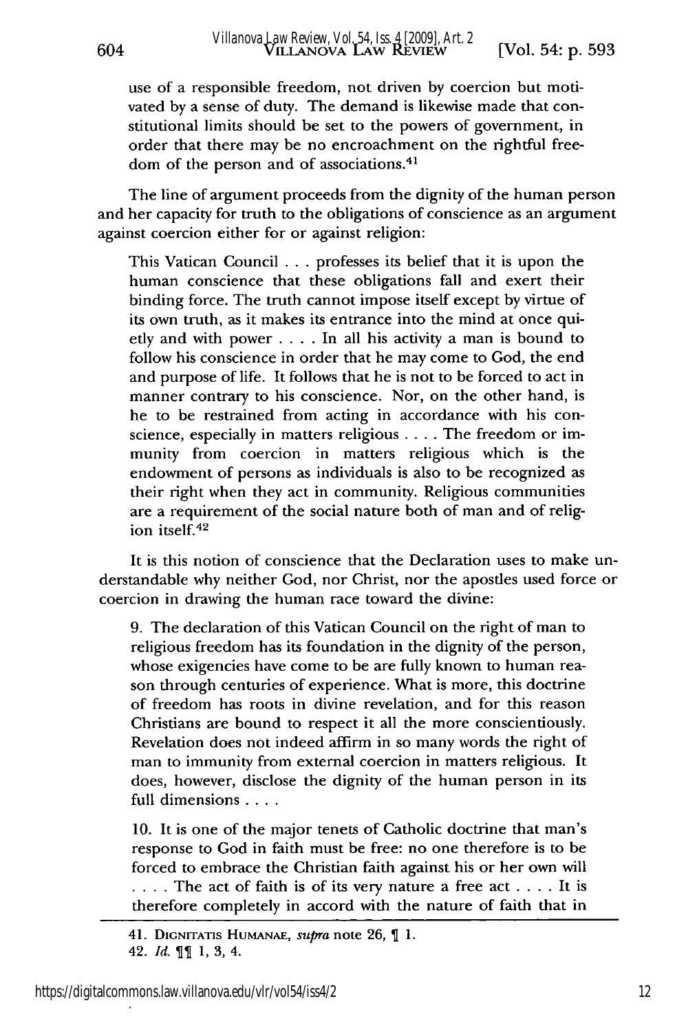use of a responsible freedom, not driven by coercion but motivated by a sense of duty. The demand is likewise made that constitutional limits should be set to the powers of government, in order that there may be no encroachment on the rightful freedom of the person and of associations.[41]

The line of argument proceeds from the dignity of the human person and her capacity for truth to the obligations of conscience as an argument against coercion either for or against religion:

> This Vatican Council . . . professes its belief that it is upon the human conscience that these obligations fall and exert their binding force. The truth cannot impose itself except by virtue of its own truth, as it makes its entrance into the mind at once quietly and with power . . . . In all his activity a man is bound to follow his conscience in order that he may come to God, the end and purpose of life. It follows that he is not to be forced to act in manner contrary to his conscience. Nor, on the other hand, is he to be restrained from acting in accordance with his conscience, especially in matters religious . . . . The freedom or immunity from coercion in matters religious which is the endowment of persons as individuals is also to be recognized as their right when they act in community. Religious communities are a requirement of the social nature both of man and of religion itself.[42]

It is this notion of conscience that the Declaration uses to make understandable why neither God, nor Christ, nor the apostles used force or coercion in drawing the human race toward the divine:

> 9. The declaration of this Vatican Council on the right of man to religious freedom has its foundation in the dignity of the person, whose exigencies have come to be are fully known to human reason through centuries of experience. What is more, this doctrine of freedom has roots in divine revelation, and for this reason Christians are bound to respect it all the more conscientiously. Revelation does not indeed affirm in so many words the right of man to immunity from external coercion in matters religious. It does, however, disclose the dignity of the human person in its full dimensions . . . .
>
> 10. It is one of the major tenets of Catholic doctrine that man's response to God in faith must be free: no one therefore is to be forced to embrace the Christian faith against his or her own will . . . . The act of faith is of its very nature a free act . . . . It is therefore completely in accord with the nature of faith that in

---

41. DIGNITATIS HUMANAE, *supra* note 26, ¶ 1.

42. *Id.* ¶¶ 1, 3, 4.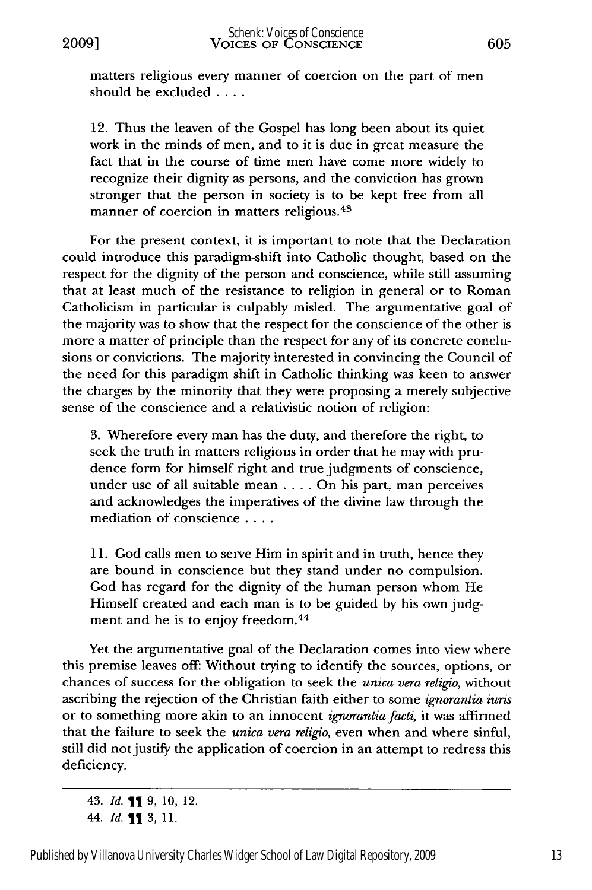matters religious every manner of coercion on the part of men should be excluded . . . .

12. Thus the leaven of the Gospel has long been about its quiet work in the minds of men, and to it is due in great measure the fact that in the course of time men have come more widely to recognize their dignity as persons, and the conviction has grown stronger that the person in society is to be kept free from all manner of coercion in matters religious.[43]

For the present context, it is important to note that the Declaration could introduce this paradigm-shift into Catholic thought, based on the respect for the dignity of the person and conscience, while still assuming that at least much of the resistance to religion in general or to Roman Catholicism in particular is culpably misled. The argumentative goal of the majority was to show that the respect for the conscience of the other is more a matter of principle than the respect for any of its concrete conclusions or convictions. The majority interested in convincing the Council of the need for this paradigm shift in Catholic thinking was keen to answer the charges by the minority that they were proposing a merely subjective sense of the conscience and a relativistic notion of religion:

3. Wherefore every man has the duty, and therefore the right, to seek the truth in matters religious in order that he may with prudence form for himself right and true judgments of conscience, under use of all suitable mean . . . . On his part, man perceives and acknowledges the imperatives of the divine law through the mediation of conscience . . . .

11. God calls men to serve Him in spirit and in truth, hence they are bound in conscience but they stand under no compulsion. God has regard for the dignity of the human person whom He Himself created and each man is to be guided by his own judgment and he is to enjoy freedom.[44]

Yet the argumentative goal of the Declaration comes into view where this premise leaves off: Without trying to identify the sources, options, or chances of success for the obligation to seek the *unica vera religio,* without ascribing the rejection of the Christian faith either to some *ignorantia iuris* or to something more akin to an innocent *ignorantia facti,* it was affirmed that the failure to seek the *unica vera religio,* even when and where sinful, still did not justify the application of coercion in an attempt to redress this deficiency.

---

43. *Id.* ¶¶ 9, 10, 12.

44. *Id.* ¶¶ 3, 11.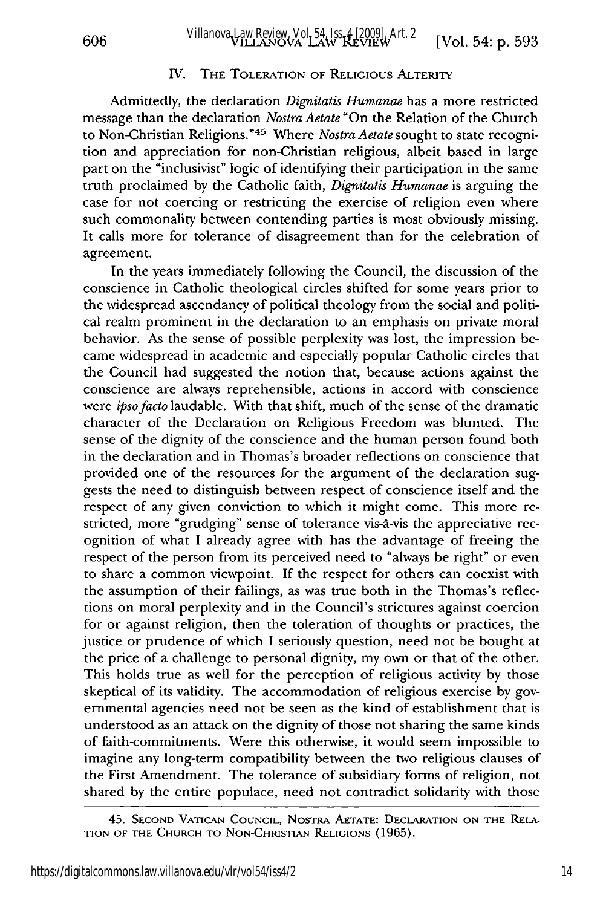## IV. The Toleration of Religious Alterity

Admittedly, the declaration *Dignitatis Humanae* has a more restricted message than the declaration *Nostra Aetate* "On the Relation of the Church to Non-Christian Religions."[45] Where *Nostra Aetate* sought to state recognition and appreciation for non-Christian religious, albeit based in large part on the "inclusivist" logic of identifying their participation in the same truth proclaimed by the Catholic faith, *Dignitatis Humanae* is arguing the case for not coercing or restricting the exercise of religion even where such commonality between contending parties is most obviously missing. It calls more for tolerance of disagreement than for the celebration of agreement.

In the years immediately following the Council, the discussion of the conscience in Catholic theological circles shifted for some years prior to the widespread ascendancy of political theology from the social and political realm prominent in the declaration to an emphasis on private moral behavior. As the sense of possible perplexity was lost, the impression became widespread in academic and especially popular Catholic circles that the Council had suggested the notion that, because actions against the conscience are always reprehensible, actions in accord with conscience were *ipso facto* laudable. With that shift, much of the sense of the dramatic character of the Declaration on Religious Freedom was blunted. The sense of the dignity of the conscience and the human person found both in the declaration and in Thomas's broader reflections on conscience that provided one of the resources for the argument of the declaration suggests the need to distinguish between respect of conscience itself and the respect of any given conviction to which it might come. This more restricted, more "grudging" sense of tolerance vis-à-vis the appreciative recognition of what I already agree with has the advantage of freeing the respect of the person from its perceived need to "always be right" or even to share a common viewpoint. If the respect for others can coexist with the assumption of their failings, as was true both in the Thomas's reflections on moral perplexity and in the Council's strictures against coercion for or against religion, then the toleration of thoughts or practices, the justice or prudence of which I seriously question, need not be bought at the price of a challenge to personal dignity, my own or that of the other. This holds true as well for the perception of religious activity by those skeptical of its validity. The accommodation of religious exercise by governmental agencies need not be seen as the kind of establishment that is understood as an attack on the dignity of those not sharing the same kinds of faith-commitments. Were this otherwise, it would seem impossible to imagine any long-term compatibility between the two religious clauses of the First Amendment. The tolerance of subsidiary forms of religion, not shared by the entire populace, need not contradict solidarity with those

45. Second Vatican Council, Nostra Aetate: Declaration on the Relation of the Church to Non-Christian Religions (1965).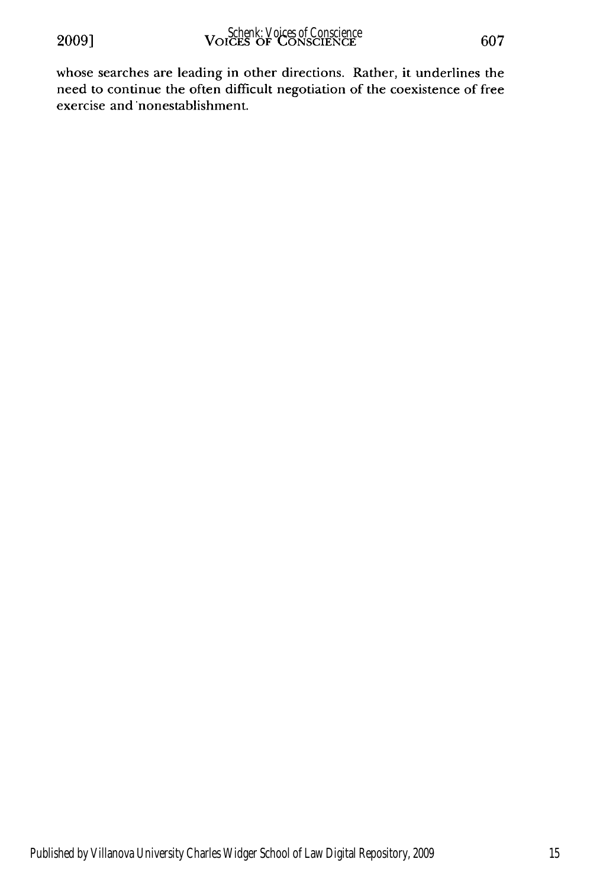whose searches are leading in other directions. Rather, it underlines the need to continue the often difficult negotiation of the coexistence of free exercise and nonestablishment.